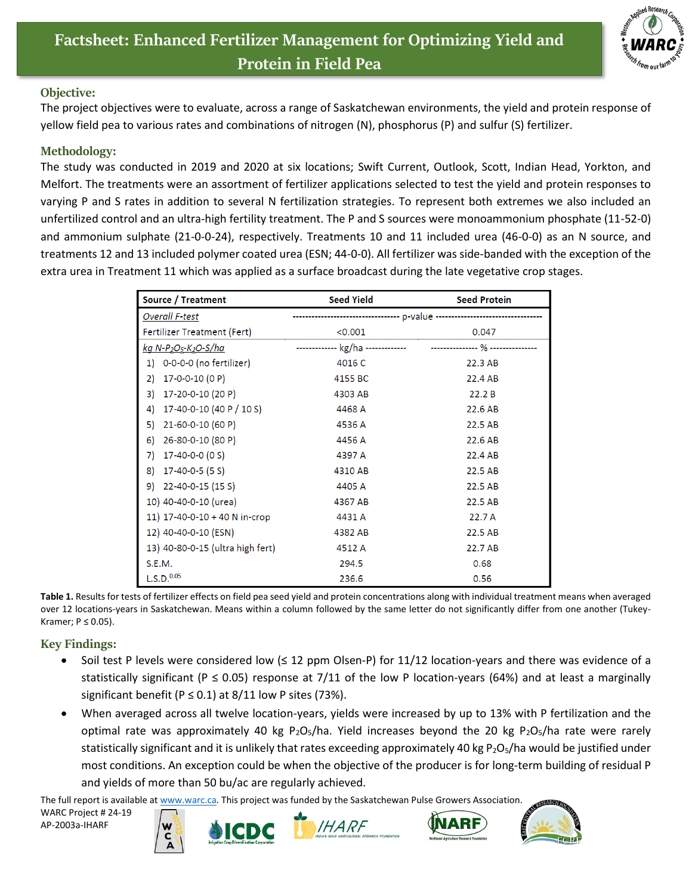# Factsheet: Enhanced Fertilizer Management for Optimizing Yield and Protein in Field Pea

## Objective:

The project objectives were to evaluate, across a range of Saskatchewan environments, the yield and protein response of yellow field pea to various rates and combinations of nitrogen (N), phosphorus (P) and sulfur (S) fertilizer.

## Methodology:

The study was conducted in 2019 and 2020 at six locations; Swift Current, Outlook, Scott, Indian Head, Yorkton, and Melfort. The treatments were an assortment of fertilizer applications selected to test the yield and protein responses to varying P and S rates in addition to several N fertilization strategies. To represent both extremes we also included an unfertilized control and an ultra-high fertility treatment. The P and S sources were monoammonium phosphate (11-52-0) and ammonium sulphate (21-0-0-24), respectively. Treatments 10 and 11 included urea (46-0-0) as an N source, and treatments 12 and 13 included polymer coated urea (ESN; 44-0-0). All fertilizer was side-banded with the exception of the extra urea in Treatment 11 which was applied as a surface broadcast during the late vegetative crop stages.

| Source / Treatment | Seed Yield | Seed Protein |
|---|---|---|
| *Overall F-test* | p-value | |
| Fertilizer Treatment (Fert) | <0.001 | 0.047 |
| *kg N-$P_2O_5$-$K_2O$-S/ha* | kg/ha | % |
| 1) 0-0-0-0 (no fertilizer) | 4016 C | 22.3 AB |
| 2) 17-0-0-10 (0 P) | 4155 BC | 22.4 AB |
| 3) 17-20-0-10 (20 P) | 4303 AB | 22.2 B |
| 4) 17-40-0-10 (40 P / 10 S) | 4468 A | 22.6 AB |
| 5) 21-60-0-10 (60 P) | 4536 A | 22.5 AB |
| 6) 26-80-0-10 (80 P) | 4456 A | 22.6 AB |
| 7) 17-40-0-0 (0 S) | 4397 A | 22.4 AB |
| 8) 17-40-0-5 (5 S) | 4310 AB | 22.5 AB |
| 9) 22-40-0-15 (15 S) | 4405 A | 22.5 AB |
| 10) 40-40-0-10 (urea) | 4367 AB | 22.5 AB |
| 11) 17-40-0-10 + 40 N in-crop | 4431 A | 22.7 A |
| 12) 40-40-0-10 (ESN) | 4382 AB | 22.5 AB |
| 13) 40-80-0-15 (ultra high fert) | 4512 A | 22.7 AB |
| S.E.M. | 294.5 | 0.68 |
| L.S.D.$^{0.05}$ | 236.6 | 0.56 |

**Table 1.** Results for tests of fertilizer effects on field pea seed yield and protein concentrations along with individual treatment means when averaged over 12 locations-years in Saskatchewan. Means within a column followed by the same letter do not significantly differ from one another (Tukey-Kramer; $P \leq 0.05$).

## Key Findings:

- Soil test P levels were considered low (≤ 12 ppm Olsen-P) for 11/12 location-years and there was evidence of a statistically significant ($P \leq 0.05$) response at 7/11 of the low P location-years (64%) and at least a marginally significant benefit ($P \leq 0.1$) at 8/11 low P sites (73%).
- When averaged across all twelve location-years, yields were increased by up to 13% with P fertilization and the optimal rate was approximately 40 kg $P_2O_5$/ha. Yield increases beyond the 20 kg $P_2O_5$/ha rate were rarely statistically significant and it is unlikely that rates exceeding approximately 40 kg $P_2O_5$/ha would be justified under most conditions. An exception could be when the objective of the producer is for long-term building of residual P and yields of more than 50 bu/ac are regularly achieved.

The full report is available at www.warc.ca. This project was funded by the Saskatchewan Pulse Growers Association.

WARC Project # 24-19
AP-2003a-IHARF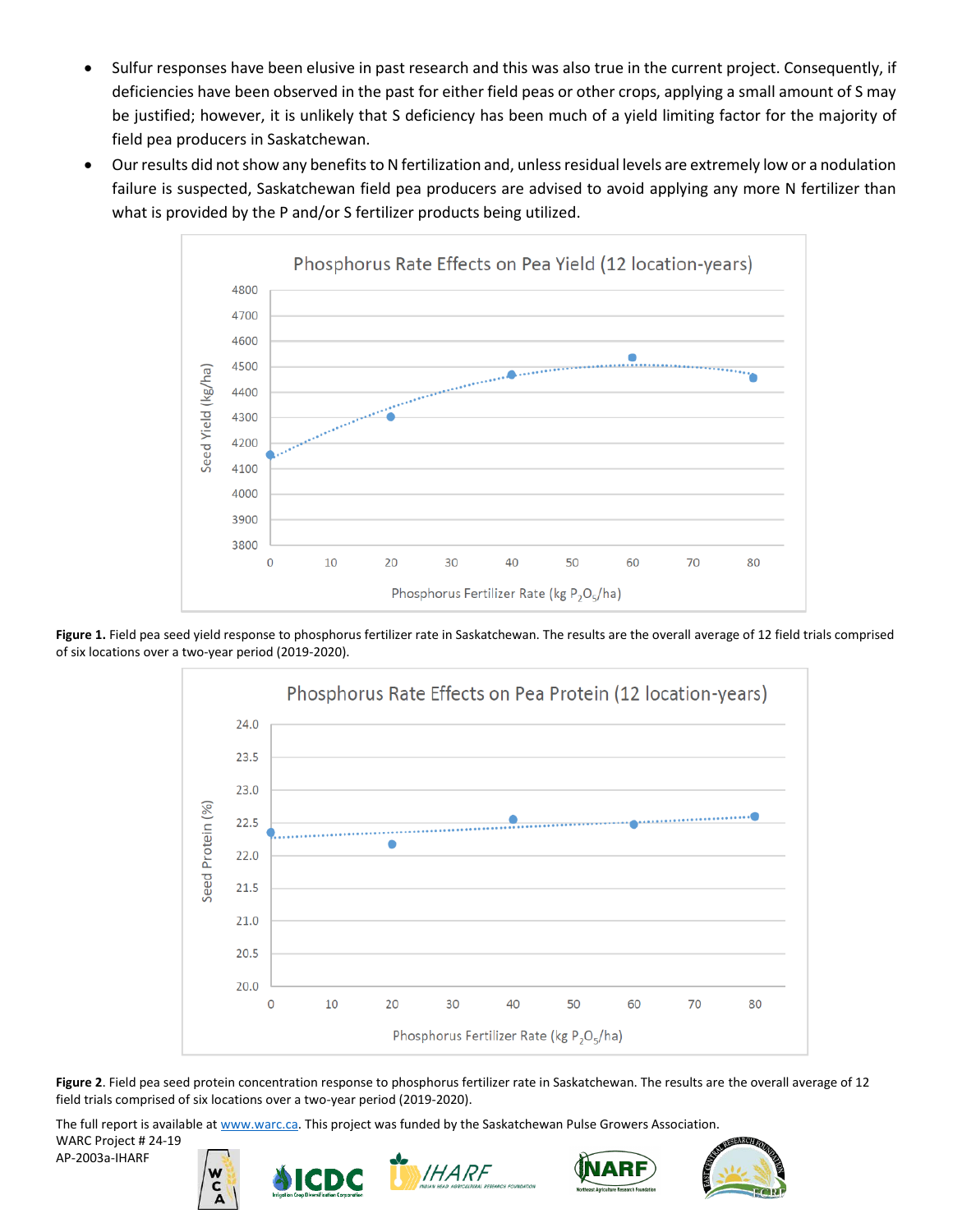- Sulfur responses have been elusive in past research and this was also true in the current project. Consequently, if deficiencies have been observed in the past for either field peas or other crops, applying a small amount of S may be justified; however, it is unlikely that S deficiency has been much of a yield limiting factor for the majority of field pea producers in Saskatchewan.
- Our results did not show any benefits to N fertilization and, unless residual levels are extremely low or a nodulation failure is suspected, Saskatchewan field pea producers are advised to avoid applying any more N fertilizer than what is provided by the P and/or S fertilizer products being utilized.

Phosphorus Rate Effects on Pea Yield (12 location-years)

Seed Yield (kg/ha)

4800
4700
4600
4500
4400
4300
4200
4100
4000
3900
3800

0 10 20 30 40 50 60 70 80

Phosphorus Fertilizer Rate (kg $P_2O_5$/ha)

**Figure 1.** Field pea seed yield response to phosphorus fertilizer rate in Saskatchewan. The results are the overall average of 12 field trials comprised of six locations over a two-year period (2019-2020).

Phosphorus Rate Effects on Pea Protein (12 location-years)

Seed Protein (%)

24.0
23.5
23.0
22.5
22.0
21.5
21.0
20.5
20.0

0 10 20 30 40 50 60 70 80

Phosphorus Fertilizer Rate (kg $P_2O_5$/ha)

**Figure 2**. Field pea seed protein concentration response to phosphorus fertilizer rate in Saskatchewan. The results are the overall average of 12 field trials comprised of six locations over a two-year period (2019-2020).

The full report is available at www.warc.ca. This project was funded by the Saskatchewan Pulse Growers Association.

WARC Project # 24-19

AP-2003a-IHARF